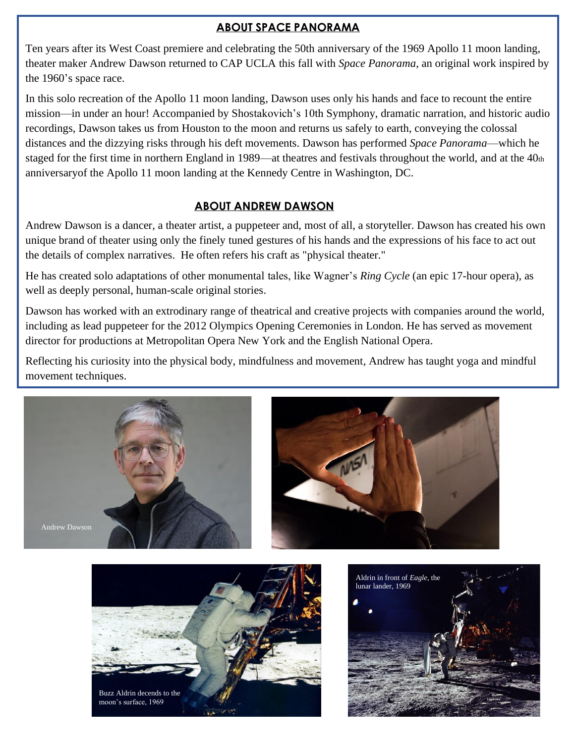## ABOUT SPACE PANORAMA

Ten years after its West Coast premiere and celebrating the 50th anniversary of the 1969 Apollo 11 moon landing, theater maker Andrew Dawson returned to CAP UCLA this fall with *Space Panorama*, an original work inspired by the 1960's space race.

In this solo recreation of the Apollo 11 moon landing, Dawson uses only his hands and face to recount the entire mission—in under an hour! Accompanied by Shostakovich's 10th Symphony, dramatic narration, and historic audio recordings, Dawson takes us from Houston to the moon and returns us safely to earth, conveying the colossal distances and the dizzying risks through his deft movements. Dawson has performed *Space Panorama*—which he staged for the first time in northern England in 1989—at theatres and festivals throughout the world, and at the 40th anniversaryof the Apollo 11 moon landing at the Kennedy Centre in Washington, DC.

## ABOUT ANDREW DAWSON

Andrew Dawson is a dancer, a theater artist, a puppeteer and, most of all, a storyteller. Dawson has created his own unique brand of theater using only the finely tuned gestures of his hands and the expressions of his face to act out the details of complex narratives. He often refers his craft as "physical theater."

He has created solo adaptations of other monumental tales, like Wagner's *Ring Cycle* (an epic 17-hour opera), as well as deeply personal, human-scale original stories.

Dawson has worked with an extrodinary range of theatrical and creative projects with companies around the world, including as lead puppeteer for the 2012 Olympics Opening Ceremonies in London. He has served as movement director for productions at Metropolitan Opera New York and the English National Opera.

Reflecting his curiosity into the physical body, mindfulness and movement, Andrew has taught yoga and mindful movement techniques.

Andrew Dawson

Buzz Aldrin decends to the moon's surface, 1969

Aldrin in front of *Eagle*, the lunar lander, 1969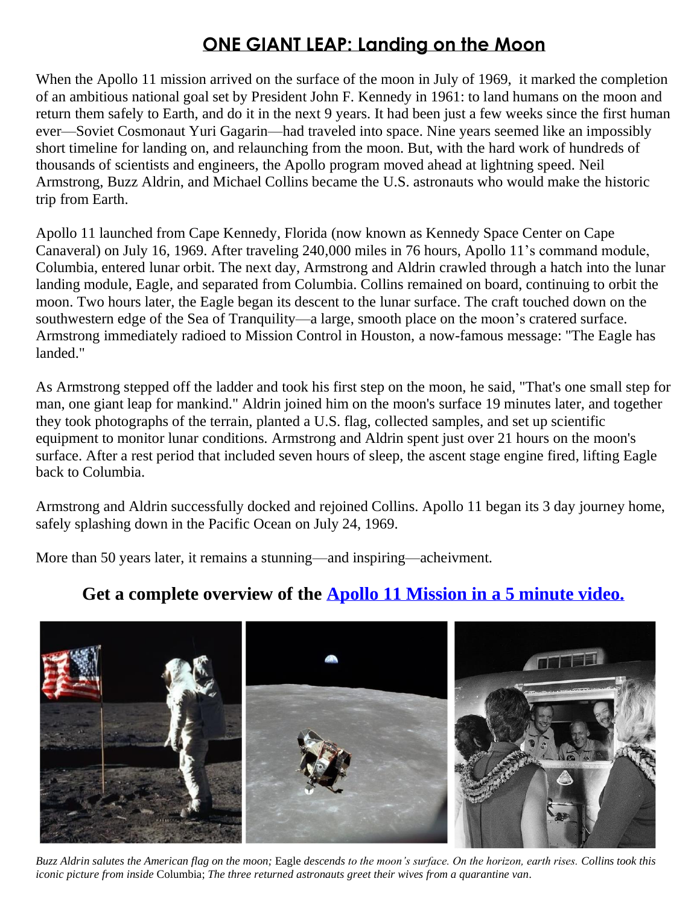# ONE GIANT LEAP: Landing on the Moon

When the Apollo 11 mission arrived on the surface of the moon in July of 1969, it marked the completion of an ambitious national goal set by President John F. Kennedy in 1961: to land humans on the moon and return them safely to Earth, and do it in the next 9 years. It had been just a few weeks since the first human ever—Soviet Cosmonaut Yuri Gagarin—had traveled into space. Nine years seemed like an impossibly short timeline for landing on, and relaunching from the moon. But, with the hard work of hundreds of thousands of scientists and engineers, the Apollo program moved ahead at lightning speed. Neil Armstrong, Buzz Aldrin, and Michael Collins became the U.S. astronauts who would make the historic trip from Earth.

Apollo 11 launched from Cape Kennedy, Florida (now known as Kennedy Space Center on Cape Canaveral) on July 16, 1969. After traveling 240,000 miles in 76 hours, Apollo 11's command module, Columbia, entered lunar orbit. The next day, Armstrong and Aldrin crawled through a hatch into the lunar landing module, Eagle, and separated from Columbia. Collins remained on board, continuing to orbit the moon. Two hours later, the Eagle began its descent to the lunar surface. The craft touched down on the southwestern edge of the Sea of Tranquility—a large, smooth place on the moon's cratered surface. Armstrong immediately radioed to Mission Control in Houston, a now-famous message: "The Eagle has landed."

As Armstrong stepped off the ladder and took his first step on the moon, he said, "That's one small step for man, one giant leap for mankind." Aldrin joined him on the moon's surface 19 minutes later, and together they took photographs of the terrain, planted a U.S. flag, collected samples, and set up scientific equipment to monitor lunar conditions. Armstrong and Aldrin spent just over 21 hours on the moon's surface. After a rest period that included seven hours of sleep, the ascent stage engine fired, lifting Eagle back to Columbia.

Armstrong and Aldrin successfully docked and rejoined Collins. Apollo 11 began its 3 day journey home, safely splashing down in the Pacific Ocean on July 24, 1969.

More than 50 years later, it remains a stunning—and inspiring—acheivment.

## Get a complete overview of the Apollo 11 Mission in a 5 minute video.

*Buzz Aldrin salutes the American flag on the moon;* Eagle *descends to the moon's surface. On the horizon, earth rises. Collins took this iconic picture from inside* Columbia; *The three returned astronauts greet their wives from a quarantine van.*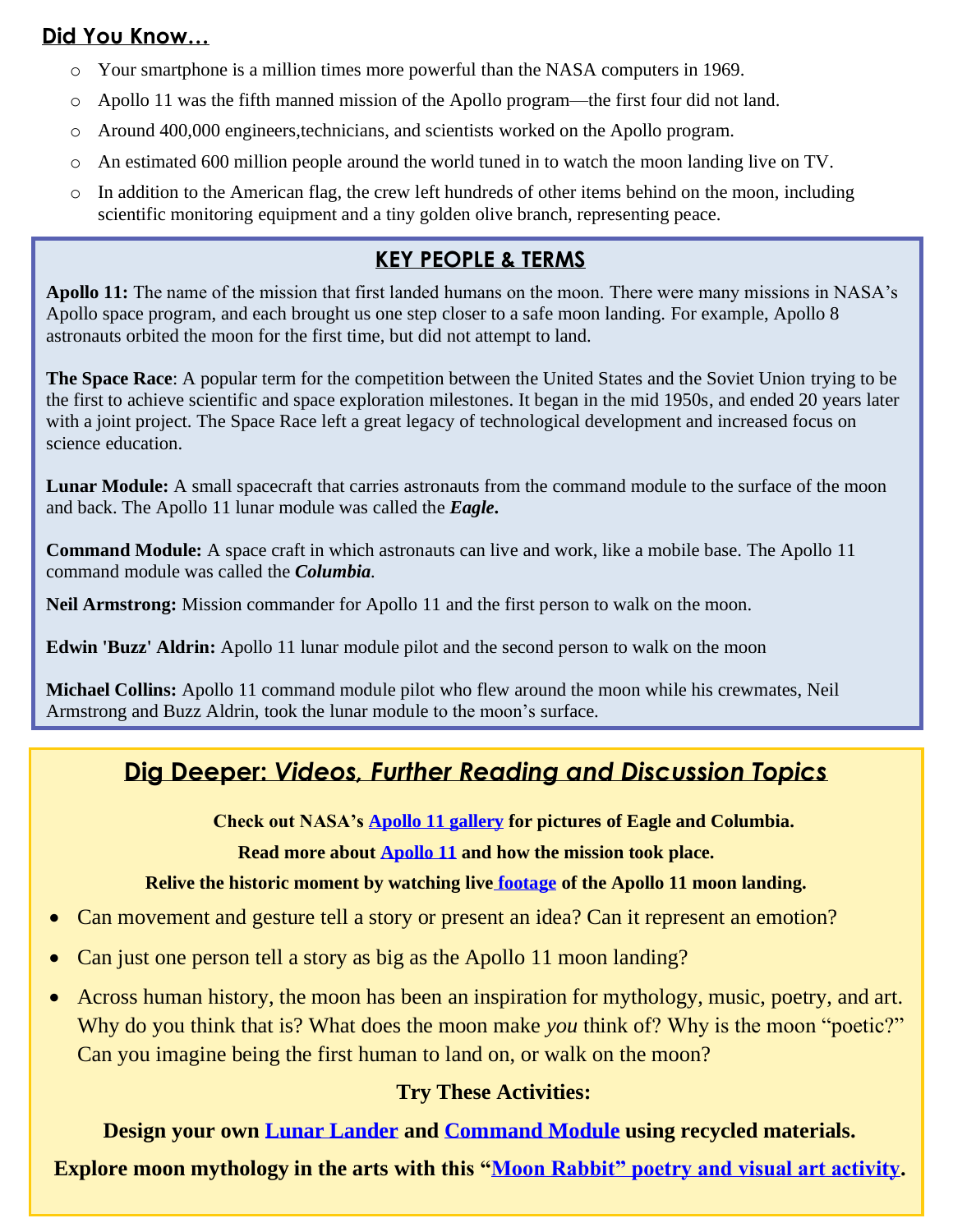## Did You Know…

- Your smartphone is a million times more powerful than the NASA computers in 1969.
- Apollo 11 was the fifth manned mission of the Apollo program—the first four did not land.
- Around 400,000 engineers,technicians, and scientists worked on the Apollo program.
- An estimated 600 million people around the world tuned in to watch the moon landing live on TV.
- In addition to the American flag, the crew left hundreds of other items behind on the moon, including scientific monitoring equipment and a tiny golden olive branch, representing peace.

## KEY PEOPLE & TERMS

**Apollo 11:** The name of the mission that first landed humans on the moon. There were many missions in NASA's Apollo space program, and each brought us one step closer to a safe moon landing. For example, Apollo 8 astronauts orbited the moon for the first time, but did not attempt to land.

**The Space Race**: A popular term for the competition between the United States and the Soviet Union trying to be the first to achieve scientific and space exploration milestones. It began in the mid 1950s, and ended 20 years later with a joint project. The Space Race left a great legacy of technological development and increased focus on science education.

**Lunar Module:** A small spacecraft that carries astronauts from the command module to the surface of the moon and back. The Apollo 11 lunar module was called the ***Eagle*.**

**Command Module:** A space craft in which astronauts can live and work, like a mobile base. The Apollo 11 command module was called the ***Columbia****.*

**Neil Armstrong:** Mission commander for Apollo 11 and the first person to walk on the moon.

**Edwin 'Buzz' Aldrin:** Apollo 11 lunar module pilot and the second person to walk on the moon

**Michael Collins:** Apollo 11 command module pilot who flew around the moon while his crewmates, Neil Armstrong and Buzz Aldrin, took the lunar module to the moon's surface.

## Dig Deeper: *Videos, Further Reading and Discussion Topics*

**Check out NASA's Apollo 11 gallery for pictures of Eagle and Columbia.**

**Read more about Apollo 11 and how the mission took place.**

**Relive the historic moment by watching live footage of the Apollo 11 moon landing.**

- Can movement and gesture tell a story or present an idea? Can it represent an emotion?
- Can just one person tell a story as big as the Apollo 11 moon landing?
- Across human history, the moon has been an inspiration for mythology, music, poetry, and art. Why do you think that is? What does the moon make *you* think of? Why is the moon "poetic?" Can you imagine being the first human to land on, or walk on the moon?

**Try These Activities:**

**Design your own Lunar Lander and Command Module using recycled materials.**

**Explore moon mythology in the arts with this "Moon Rabbit" poetry and visual art activity.**